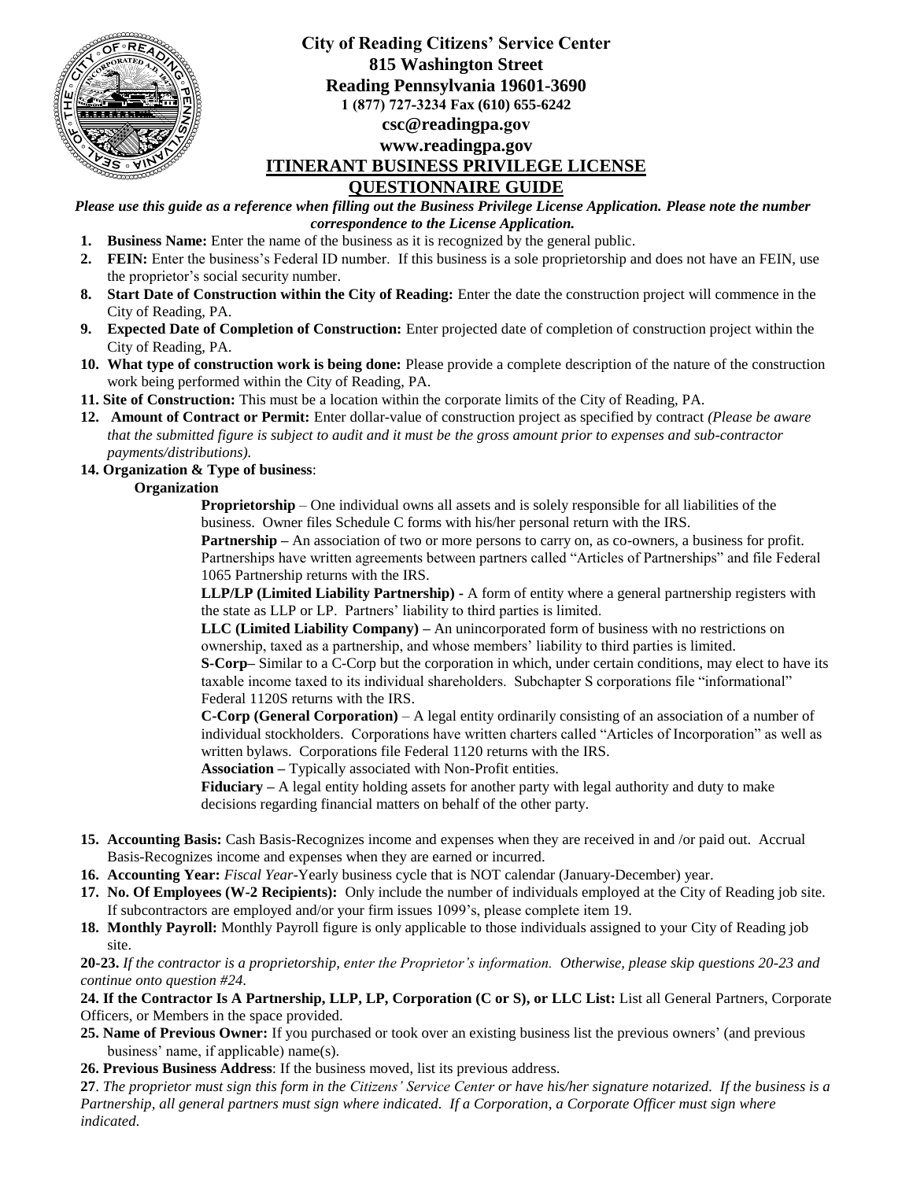# City of Reading Citizens' Service Center

**815 Washington Street**
**Reading Pennsylvania 19601-3690**
**1 (877) 727-3234 Fax (610) 655-6242**
**csc@readingpa.gov**
**www.readingpa.gov**

## ITINERANT BUSINESS PRIVILEGE LICENSE QUESTIONNAIRE GUIDE

***Please use this guide as a reference when filling out the Business Privilege License Application. Please note the number correspondence to the License Application.***

1. **Business Name:** Enter the name of the business as it is recognized by the general public.
2. **FEIN:** Enter the business's Federal ID number. If this business is a sole proprietorship and does not have an FEIN, use the proprietor's social security number.
8. **Start Date of Construction within the City of Reading:** Enter the date the construction project will commence in the City of Reading, PA.
9. **Expected Date of Completion of Construction:** Enter projected date of completion of construction project within the City of Reading, PA.
10. **What type of construction work is being done:** Please provide a complete description of the nature of the construction work being performed within the City of Reading, PA.
11. **Site of Construction:** This must be a location within the corporate limits of the City of Reading, PA.
12. **Amount of Contract or Permit:** Enter dollar-value of construction project as specified by contract *(Please be aware that the submitted figure is subject to audit and it must be the gross amount prior to expenses and sub-contractor payments/distributions).*
14. **Organization & Type of business**:

    **Organization**

    **Proprietorship** – One individual owns all assets and is solely responsible for all liabilities of the business. Owner files Schedule C forms with his/her personal return with the IRS.

    **Partnership –** An association of two or more persons to carry on, as co-owners, a business for profit. Partnerships have written agreements between partners called "Articles of Partnerships" and file Federal 1065 Partnership returns with the IRS.

    **LLP/LP (Limited Liability Partnership) -** A form of entity where a general partnership registers with the state as LLP or LP. Partners' liability to third parties is limited.

    **LLC (Limited Liability Company) –** An unincorporated form of business with no restrictions on ownership, taxed as a partnership, and whose members' liability to third parties is limited.

    **S-Corp–** Similar to a C-Corp but the corporation in which, under certain conditions, may elect to have its taxable income taxed to its individual shareholders. Subchapter S corporations file "informational" Federal 1120S returns with the IRS.

    **C-Corp (General Corporation)** – A legal entity ordinarily consisting of an association of a number of individual stockholders. Corporations have written charters called "Articles of Incorporation" as well as written bylaws. Corporations file Federal 1120 returns with the IRS.

    **Association –** Typically associated with Non-Profit entities.

    **Fiduciary –** A legal entity holding assets for another party with legal authority and duty to make decisions regarding financial matters on behalf of the other party.

15. **Accounting Basis:** Cash Basis-Recognizes income and expenses when they are received in and /or paid out. Accrual Basis-Recognizes income and expenses when they are earned or incurred.
16. **Accounting Year:** *Fiscal Year*-Yearly business cycle that is NOT calendar (January-December) year.
17. **No. Of Employees (W-2 Recipients):** Only include the number of individuals employed at the City of Reading job site. If subcontractors are employed and/or your firm issues 1099's, please complete item 19.
18. **Monthly Payroll:** Monthly Payroll figure is only applicable to those individuals assigned to your City of Reading job site.

**20-23.** *If the contractor is a proprietorship, enter the Proprietor's information. Otherwise, please skip questions 20-23 and continue onto question #24.*

**24. If the Contractor Is A Partnership, LLP, LP, Corporation (C or S), or LLC List:** List all General Partners, Corporate Officers, or Members in the space provided.

**25. Name of Previous Owner:** If you purchased or took over an existing business list the previous owners' (and previous business' name, if applicable) name(s).

**26. Previous Business Address**: If the business moved, list its previous address.

**27**. *The proprietor must sign this form in the Citizens' Service Center or have his/her signature notarized. If the business is a Partnership, all general partners must sign where indicated. If a Corporation, a Corporate Officer must sign where indicated.*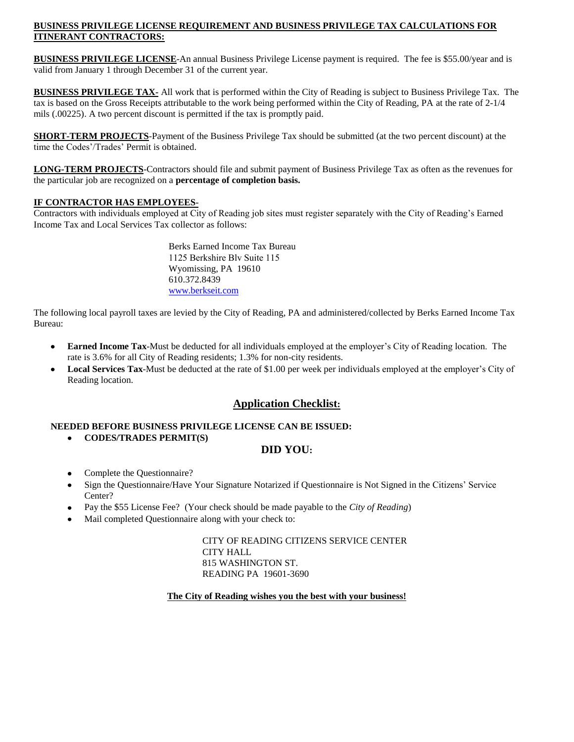**BUSINESS PRIVILEGE LICENSE REQUIREMENT AND BUSINESS PRIVILEGE TAX CALCULATIONS FOR ITINERANT CONTRACTORS:**

**BUSINESS PRIVILEGE LICENSE**-An annual Business Privilege License payment is required. The fee is $55.00/year and is valid from January 1 through December 31 of the current year.

**BUSINESS PRIVILEGE TAX-** All work that is performed within the City of Reading is subject to Business Privilege Tax. The tax is based on the Gross Receipts attributable to the work being performed within the City of Reading, PA at the rate of 2-1/4 mils (.00225). A two percent discount is permitted if the tax is promptly paid.

**SHORT-TERM PROJECTS**-Payment of the Business Privilege Tax should be submitted (at the two percent discount) at the time the Codes'/Trades' Permit is obtained.

**LONG-TERM PROJECTS**-Contractors should file and submit payment of Business Privilege Tax as often as the revenues for the particular job are recognized on a **percentage of completion basis.**

**IF CONTRACTOR HAS EMPLOYEES**-
Contractors with individuals employed at City of Reading job sites must register separately with the City of Reading's Earned Income Tax and Local Services Tax collector as follows:

Berks Earned Income Tax Bureau
1125 Berkshire Blv Suite 115
Wyomissing, PA 19610
610.372.8439
www.berkseit.com

The following local payroll taxes are levied by the City of Reading, PA and administered/collected by Berks Earned Income Tax Bureau:

- **Earned Income Tax**-Must be deducted for all individuals employed at the employer's City of Reading location. The rate is 3.6% for all City of Reading residents; 1.3% for non-city residents.
- **Local Services Tax**-Must be deducted at the rate of $1.00 per week per individuals employed at the employer's City of Reading location.

## Application Checklist:

**NEEDED BEFORE BUSINESS PRIVILEGE LICENSE CAN BE ISSUED:**

- **CODES/TRADES PERMIT(S)**

### DID YOU:

- Complete the Questionnaire?
- Sign the Questionnaire/Have Your Signature Notarized if Questionnaire is Not Signed in the Citizens' Service Center?
- Pay the $55 License Fee? (Your check should be made payable to the *City of Reading*)
- Mail completed Questionnaire along with your check to:

CITY OF READING CITIZENS SERVICE CENTER
CITY HALL
815 WASHINGTON ST.
READING PA 19601-3690

**The City of Reading wishes you the best with your business!**